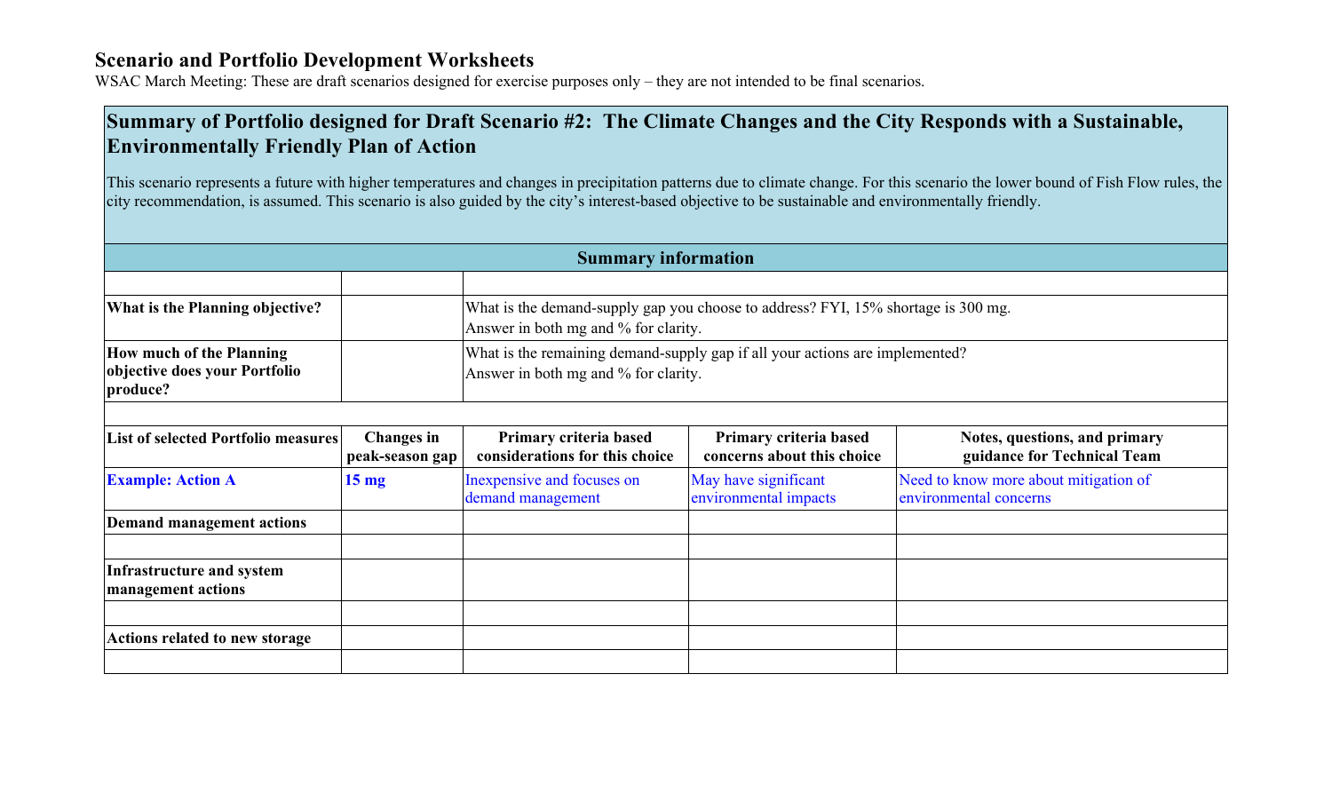# Scenario and Portfolio Development Worksheets

WSAC March Meeting: These are draft scenarios designed for exercise purposes only – they are not intended to be final scenarios.

## Summary of Portfolio designed for Draft Scenario #2: The Climate Changes and the City Responds with a Sustainable, Environmentally Friendly Plan of Action

This scenario represents a future with higher temperatures and changes in precipitation patterns due to climate change. For this scenario the lower bound of Fish Flow rules, the city recommendation, is assumed. This scenario is also guided by the city's interest-based objective to be sustainable and environmentally friendly.

| **Summary information** | | | | |
|---|---|---|---|---|
| | | | | |
| **What is the Planning objective?** | | What is the demand-supply gap you choose to address? FYI, 15% shortage is 300 mg. Answer in both mg and % for clarity. | | |
| **How much of the Planning objective does your Portfolio produce?** | | What is the remaining demand-supply gap if all your actions are implemented? Answer in both mg and % for clarity. | | |
| | | | | |
| **List of selected Portfolio measures** | **Changes in peak-season gap** | **Primary criteria based considerations for this choice** | **Primary criteria based concerns about this choice** | **Notes, questions, and primary guidance for Technical Team** |
| **Example: Action A** | **15 mg** | Inexpensive and focuses on demand management | May have significant environmental impacts | Need to know more about mitigation of environmental concerns |
| **Demand management actions** | | | | |
| | | | | |
| **Infrastructure and system management actions** | | | | |
| | | | | |
| **Actions related to new storage** | | | | |
| | | | | |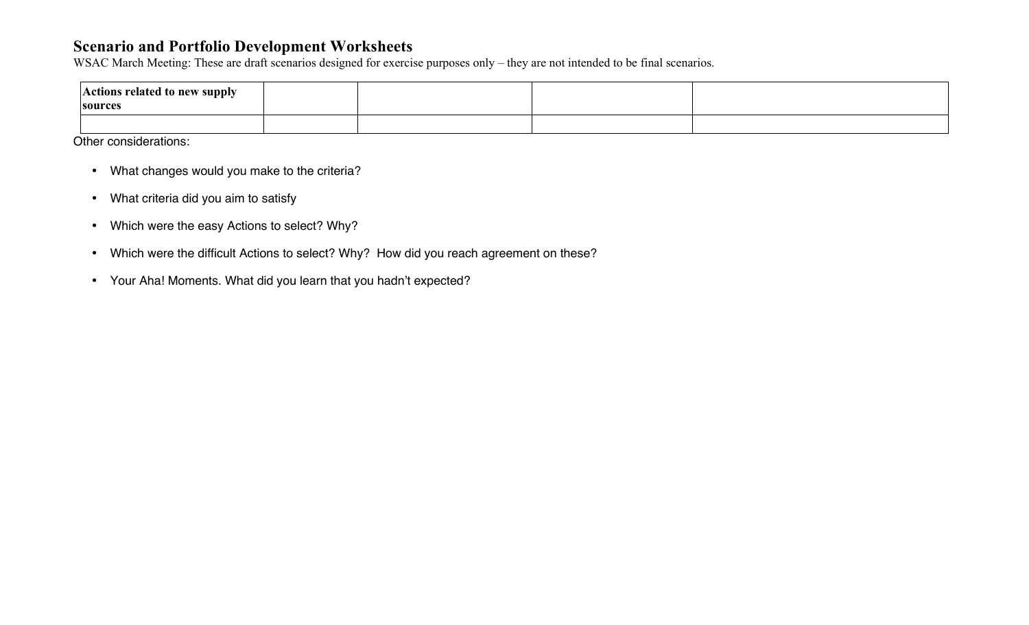## Scenario and Portfolio Development Worksheets

WSAC March Meeting: These are draft scenarios designed for exercise purposes only – they are not intended to be final scenarios.

| **Actions related to new supply sources** | | | | |
|---|---|---|---|---|
| | | | | |

Other considerations:

- What changes would you make to the criteria?
- What criteria did you aim to satisfy
- Which were the easy Actions to select? Why?
- Which were the difficult Actions to select? Why? How did you reach agreement on these?
- Your Aha! Moments. What did you learn that you hadn't expected?